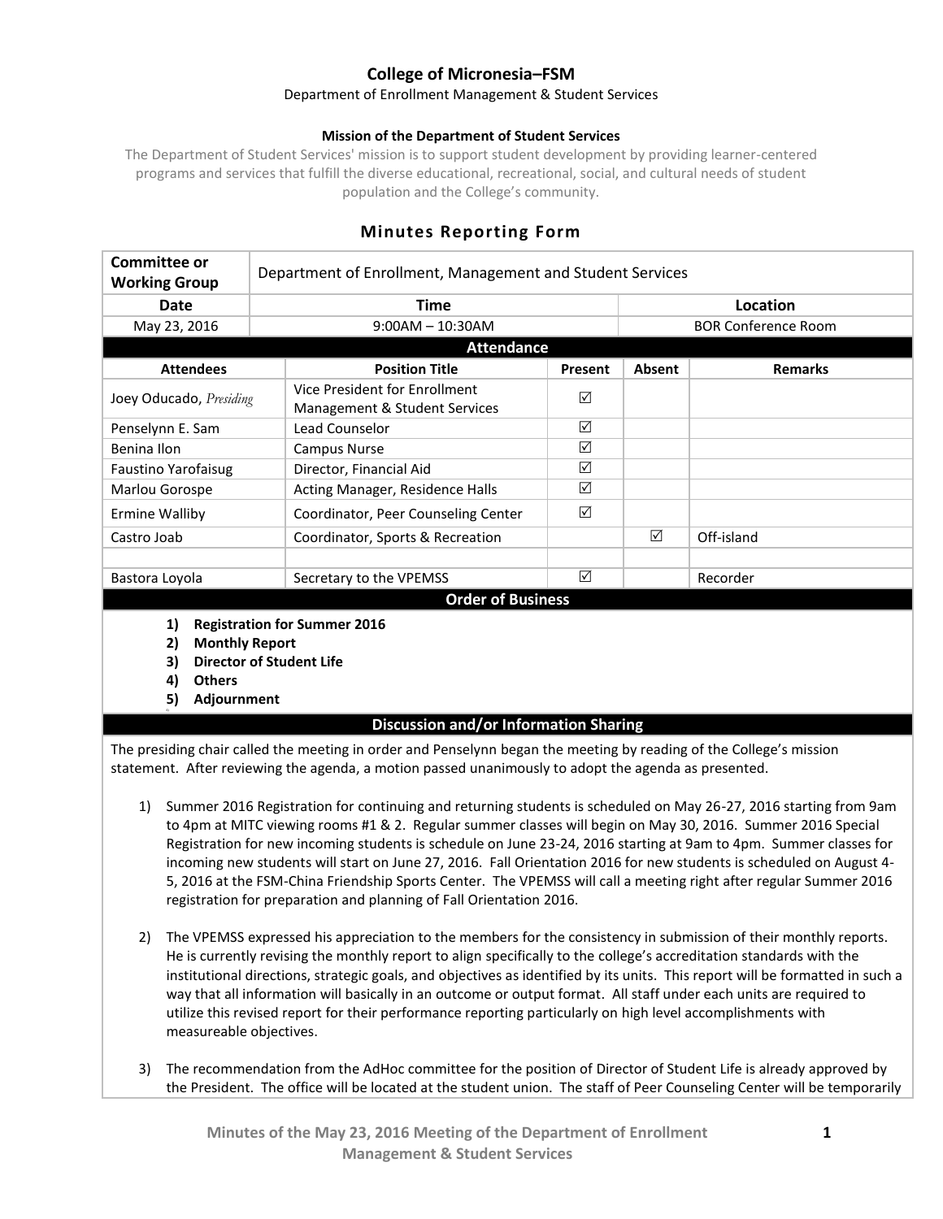# College of Micronesia–FSM

Department of Enrollment Management & Student Services

**Mission of the Department of Student Services**

The Department of Student Services' mission is to support student development by providing learner-centered programs and services that fulfill the diverse educational, recreational, social, and cultural needs of student population and the College's community.

## Minutes Reporting Form

| Committee or Working Group | Department of Enrollment, Management and Student Services | |
|---|---|---|
| **Date** | **Time** | **Location** |
| May 23, 2016 | 9:00AM – 10:30AM | BOR Conference Room |

**Attendance**

| Attendees | Position Title | Present | Absent | Remarks |
|---|---|---|---|---|
| Joey Oducado, *Presiding* | Vice President for Enrollment Management & Student Services | ☑ | | |
| Penselynn E. Sam | Lead Counselor | ☑ | | |
| Benina Ilon | Campus Nurse | ☑ | | |
| Faustino Yarofaisug | Director, Financial Aid | ☑ | | |
| Marlou Gorospe | Acting Manager, Residence Halls | ☑ | | |
| Ermine Walliby | Coordinator, Peer Counseling Center | ☑ | | |
| Castro Joab | Coordinator, Sports & Recreation | | ☑ | Off-island |
| | | | | |
| Bastora Loyola | Secretary to the VPEMSS | ☑ | | Recorder |

**Order of Business**

1) **Registration for Summer 2016**
2) **Monthly Report**
3) **Director of Student Life**
4) **Others**
5) **Adjournment**

**Discussion and/or Information Sharing**

The presiding chair called the meeting in order and Penselynn began the meeting by reading of the College's mission statement. After reviewing the agenda, a motion passed unanimously to adopt the agenda as presented.

1) Summer 2016 Registration for continuing and returning students is scheduled on May 26-27, 2016 starting from 9am to 4pm at MITC viewing rooms #1 & 2. Regular summer classes will begin on May 30, 2016. Summer 2016 Special Registration for new incoming students is schedule on June 23-24, 2016 starting at 9am to 4pm. Summer classes for incoming new students will start on June 27, 2016. Fall Orientation 2016 for new students is scheduled on August 4-5, 2016 at the FSM-China Friendship Sports Center. The VPEMSS will call a meeting right after regular Summer 2016 registration for preparation and planning of Fall Orientation 2016.

2) The VPEMSS expressed his appreciation to the members for the consistency in submission of their monthly reports. He is currently revising the monthly report to align specifically to the college's accreditation standards with the institutional directions, strategic goals, and objectives as identified by its units. This report will be formatted in such a way that all information will basically in an outcome or output format. All staff under each units are required to utilize this revised report for their performance reporting particularly on high level accomplishments with measureable objectives.

3) The recommendation from the AdHoc committee for the position of Director of Student Life is already approved by the President. The office will be located at the student union. The staff of Peer Counseling Center will be temporarily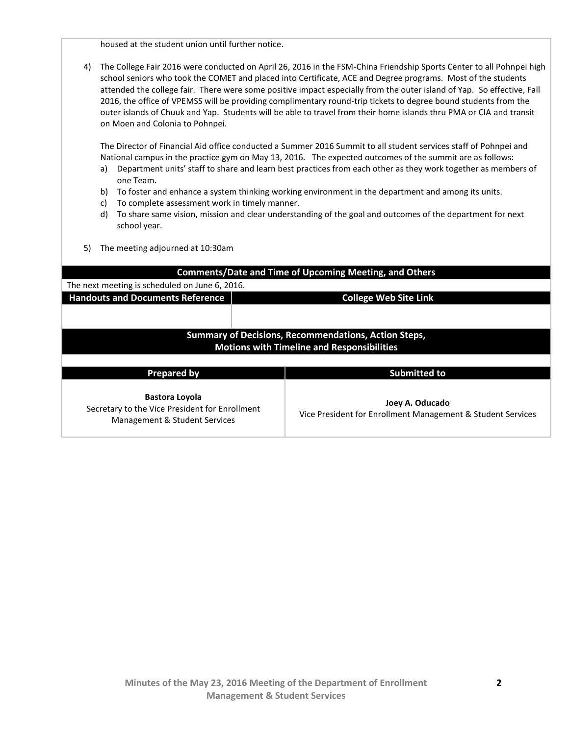housed at the student union until further notice.

4) The College Fair 2016 were conducted on April 26, 2016 in the FSM-China Friendship Sports Center to all Pohnpei high school seniors who took the COMET and placed into Certificate, ACE and Degree programs. Most of the students attended the college fair. There were some positive impact especially from the outer island of Yap. So effective, Fall 2016, the office of VPEMSS will be providing complimentary round-trip tickets to degree bound students from the outer islands of Chuuk and Yap. Students will be able to travel from their home islands thru PMA or CIA and transit on Moen and Colonia to Pohnpei.

   The Director of Financial Aid office conducted a Summer 2016 Summit to all student services staff of Pohnpei and National campus in the practice gym on May 13, 2016. The expected outcomes of the summit are as follows:

   a) Department units' staff to share and learn best practices from each other as they work together as members of one Team.
   b) To foster and enhance a system thinking working environment in the department and among its units.
   c) To complete assessment work in timely manner.
   d) To share same vision, mission and clear understanding of the goal and outcomes of the department for next school year.

5) The meeting adjourned at 10:30am

**Comments/Date and Time of Upcoming Meeting, and Others**

The next meeting is scheduled on June 6, 2016.

| Handouts and Documents Reference | College Web Site Link |
| --- | --- |
| | |

**Summary of Decisions, Recommendations, Action Steps, Motions with Timeline and Responsibilities**

| Prepared by | Submitted to |
| --- | --- |
| **Bastora Loyola**<br>Secretary to the Vice President for Enrollment Management & Student Services | **Joey A. Oducado**<br>Vice President for Enrollment Management & Student Services |